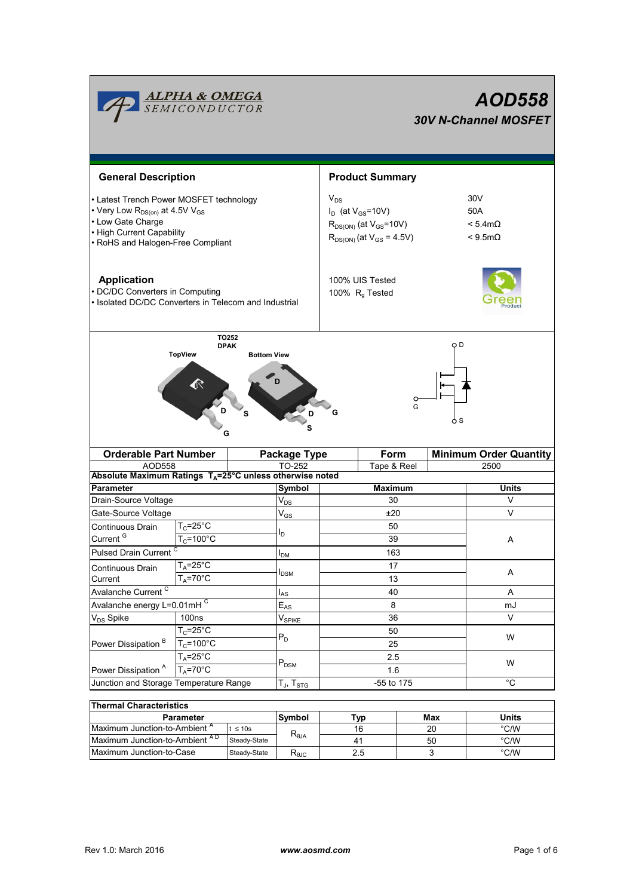ALPHA & OMEGA SEMICONDUCTOR

# AOD558

## 30V N-Channel MOSFET

## General Description

- Latest Trench Power MOSFET technology
- Very Low $R_{DS(on)}$ at 4.5V $V_{GS}$
- Low Gate Charge
- High Current Capability
- RoHS and Halogen-Free Compliant

## Product Summary

| | |
|---|---|
| $V_{DS}$ | 30V |
| $I_D$ (at $V_{GS}$=10V) | 50A |
| $R_{DS(ON)}$ (at $V_{GS}$=10V) | < 5.4mΩ |
| $R_{DS(ON)}$ (at $V_{GS}$ = 4.5V) | < 9.5mΩ |

100% UIS Tested
100% $R_g$ Tested

## Application

- DC/DC Converters in Computing
- Isolated DC/DC Converters in Telecom and Industrial

TO252
DPAK

TopView

Bottom View

D S G D S G

D
G
S

| Orderable Part Number | Package Type | Form | Minimum Order Quantity |
|---|---|---|---|
| AOD558 | TO-252 | Tape & Reel | 2500 |

**Absolute Maximum Ratings $T_A$=25°C unless otherwise noted**

| Parameter | | Symbol | Maximum | Units |
|---|---|---|---|---|
| Drain-Source Voltage | | $V_{DS}$ | 30 | V |
| Gate-Source Voltage | | $V_{GS}$ | ±20 | V |
| Continuous Drain Current [G] | $T_C$=25°C | $I_D$ | 50 | A |
| | $T_C$=100°C | | 39 | |
| Pulsed Drain Current [C] | | $I_{DM}$ | 163 | |
| Continuous Drain Current | $T_A$=25°C | $I_{DSM}$ | 17 | A |
| | $T_A$=70°C | | 13 | |
| Avalanche Current [C] | | $I_{AS}$ | 40 | A |
| Avalanche energy L=0.01mH [C] | | $E_{AS}$ | 8 | mJ |
| $V_{DS}$ Spike | 100ns | $V_{SPIKE}$ | 36 | V |
| Power Dissipation [B] | $T_C$=25°C | $P_D$ | 50 | W |
| | $T_C$=100°C | | 25 | |
| Power Dissipation [A] | $T_A$=25°C | $P_{DSM}$ | 2.5 | W |
| | $T_A$=70°C | | 1.6 | |
| Junction and Storage Temperature Range | | $T_J$, $T_{STG}$ | -55 to 175 | °C |

**Thermal Characteristics**

| Parameter | | Symbol | Typ | Max | Units |
|---|---|---|---|---|---|
| Maximum Junction-to-Ambient [A] | t ≤ 10s | $R_{\theta JA}$ | 16 | 20 | °C/W |
| Maximum Junction-to-Ambient [A D] | Steady-State | | 41 | 50 | °C/W |
| Maximum Junction-to-Case | Steady-State | $R_{\theta JC}$ | 2.5 | 3 | °C/W |

Rev 1.0: March 2016 www.aosmd.com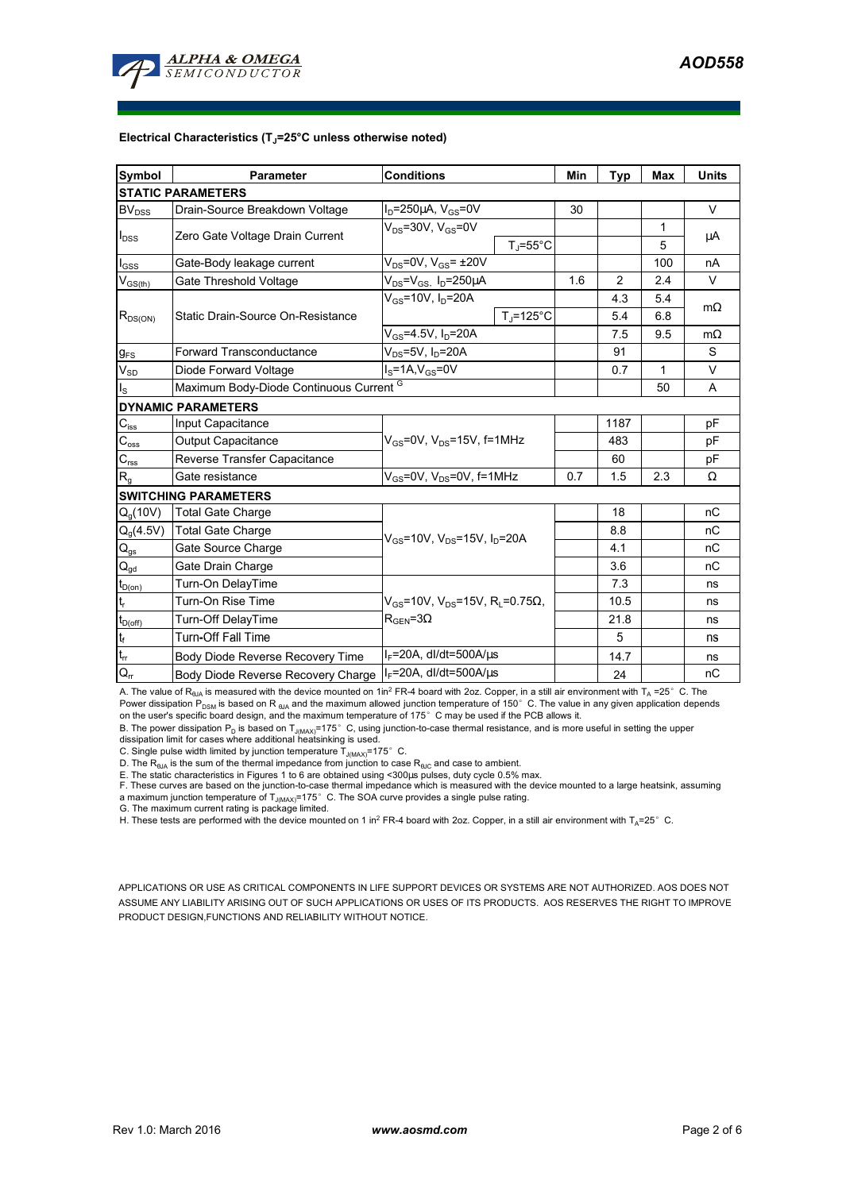**Electrical Characteristics ($T_J$=25°C unless otherwise noted)**

| Symbol | Parameter | Conditions | | Min | Typ | Max | Units |
|---|---|---|---|---|---|---|---|
| **STATIC PARAMETERS** | | | | | | | |
| $BV_{DSS}$ | Drain-Source Breakdown Voltage | $I_D$=250µA, $V_{GS}$=0V | | 30 | | | V |
| $I_{DSS}$ | Zero Gate Voltage Drain Current | $V_{DS}$=30V, $V_{GS}$=0V | | | | 1 | µA |
| | | | $T_J$=55°C | | | 5 | |
| $I_{GSS}$ | Gate-Body leakage current | $V_{DS}$=0V, $V_{GS}$= ±20V | | | | 100 | nA |
| $V_{GS(th)}$ | Gate Threshold Voltage | $V_{DS}$=$V_{GS}$, $I_D$=250µA | | 1.6 | 2 | 2.4 | V |
| $R_{DS(ON)}$ | Static Drain-Source On-Resistance | $V_{GS}$=10V, $I_D$=20A | | | 4.3 | 5.4 | mΩ |
| | | | $T_J$=125°C | | 5.4 | 6.8 | |
| | | $V_{GS}$=4.5V, $I_D$=20A | | | 7.5 | 9.5 | mΩ |
| $g_{FS}$ | Forward Transconductance | $V_{DS}$=5V, $I_D$=20A | | | 91 | | S |
| $V_{SD}$ | Diode Forward Voltage | $I_S$=1A,$V_{GS}$=0V | | | 0.7 | 1 | V |
| $I_S$ | Maximum Body-Diode Continuous Current [G] | | | | | 50 | A |
| **DYNAMIC PARAMETERS** | | | | | | | |
| $C_{iss}$ | Input Capacitance | $V_{GS}$=0V, $V_{DS}$=15V, f=1MHz | | | 1187 | | pF |
| $C_{oss}$ | Output Capacitance | | | | 483 | | pF |
| $C_{rss}$ | Reverse Transfer Capacitance | | | | 60 | | pF |
| $R_g$ | Gate resistance | $V_{GS}$=0V, $V_{DS}$=0V, f=1MHz | | 0.7 | 1.5 | 2.3 | Ω |
| **SWITCHING PARAMETERS** | | | | | | | |
| $Q_g$(10V) | Total Gate Charge | $V_{GS}$=10V, $V_{DS}$=15V, $I_D$=20A | | | 18 | | nC |
| $Q_g$(4.5V) | Total Gate Charge | | | | 8.8 | | nC |
| $Q_{gs}$ | Gate Source Charge | | | | 4.1 | | nC |
| $Q_{gd}$ | Gate Drain Charge | | | | 3.6 | | nC |
| $t_{D(on)}$ | Turn-On DelayTime | $V_{GS}$=10V, $V_{DS}$=15V, $R_L$=0.75Ω, $R_{GEN}$=3Ω | | | 7.3 | | ns |
| $t_r$ | Turn-On Rise Time | | | | 10.5 | | ns |
| $t_{D(off)}$ | Turn-Off DelayTime | | | | 21.8 | | ns |
| $t_f$ | Turn-Off Fall Time | | | | 5 | | ns |
| $t_{rr}$ | Body Diode Reverse Recovery Time | $I_F$=20A, dI/dt=500A/µs | | | 14.7 | | ns |
| $Q_{rr}$ | Body Diode Reverse Recovery Charge | $I_F$=20A, dI/dt=500A/µs | | | 24 | | nC |

A. The value of $R_{\theta JA}$ is measured with the device mounted on 1in$^2$ FR-4 board with 2oz. Copper, in a still air environment with $T_A$ =25° C. The Power dissipation $P_{DSM}$ is based on $R_{\theta JA}$ and the maximum allowed junction temperature of 150° C. The value in any given application depends on the user's specific board design, and the maximum temperature of 175° C may be used if the PCB allows it.

B. The power dissipation $P_D$ is based on $T_{J(MAX)}$=175° C, using junction-to-case thermal resistance, and is more useful in setting the upper dissipation limit for cases where additional heatsinking is used.

C. Single pulse width limited by junction temperature $T_{J(MAX)}$=175° C.

D. The $R_{\theta JA}$ is the sum of the thermal impedance from junction to case $R_{\theta JC}$ and case to ambient.

E. The static characteristics in Figures 1 to 6 are obtained using <300µs pulses, duty cycle 0.5% max.

F. These curves are based on the junction-to-case thermal impedance which is measured with the device mounted to a large heatsink, assuming a maximum junction temperature of $T_{J(MAX)}$=175° C. The SOA curve provides a single pulse rating.

G. The maximum current rating is package limited.

H. These tests are performed with the device mounted on 1 in$^2$ FR-4 board with 2oz. Copper, in a still air environment with $T_A$=25° C.

APPLICATIONS OR USE AS CRITICAL COMPONENTS IN LIFE SUPPORT DEVICES OR SYSTEMS ARE NOT AUTHORIZED. AOS DOES NOT ASSUME ANY LIABILITY ARISING OUT OF SUCH APPLICATIONS OR USES OF ITS PRODUCTS. AOS RESERVES THE RIGHT TO IMPROVE PRODUCT DESIGN,FUNCTIONS AND RELIABILITY WITHOUT NOTICE.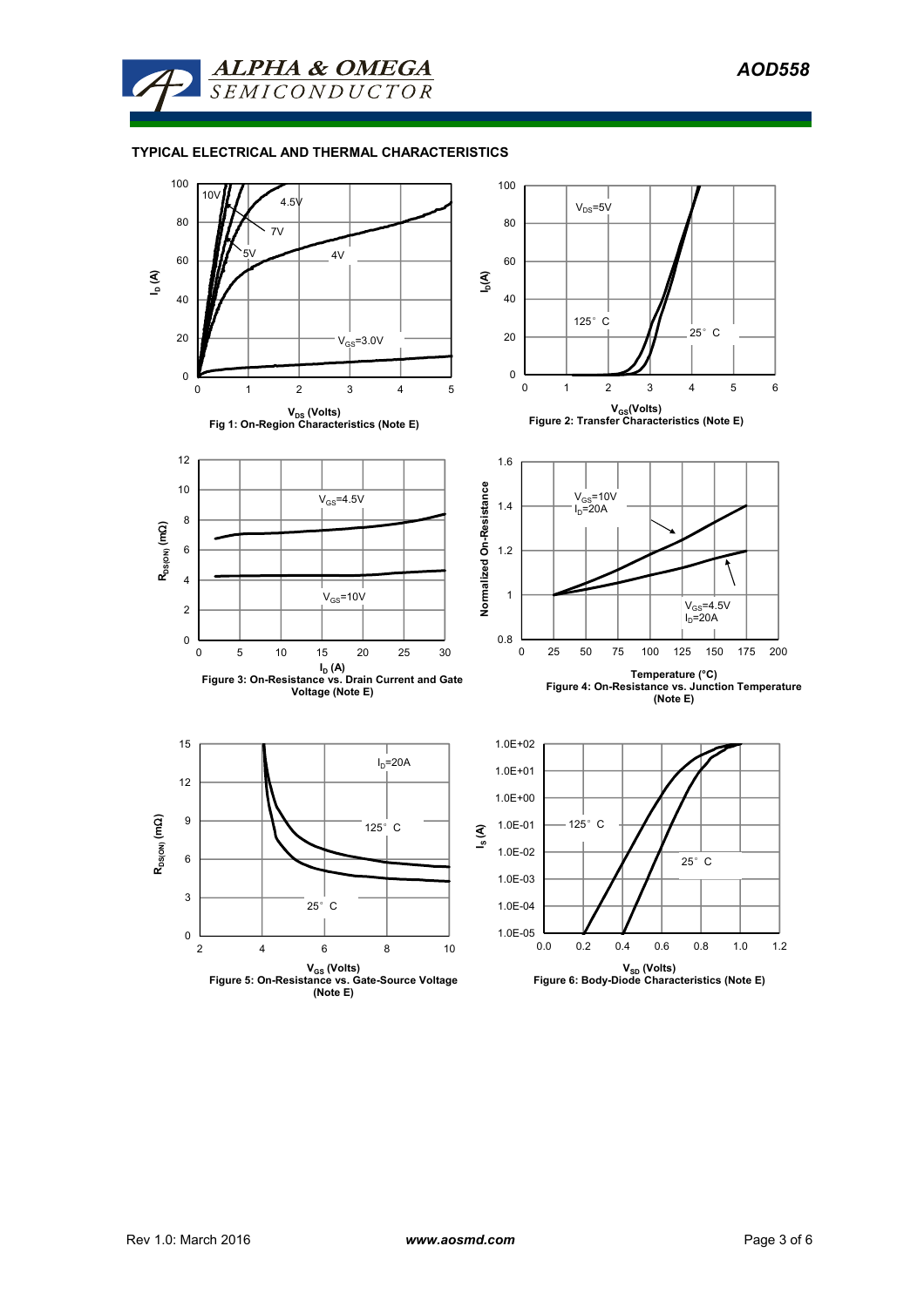## TYPICAL ELECTRICAL AND THERMAL CHARACTERISTICS

100
80
60
40
20
0
$I_D$ (A)
0 1 2 3 4 5
$V_{DS}$ (Volts)
10V
4.5V
7V
5V
4V
$V_{GS}$=3.0V

Fig 1: On-Region Characteristics (Note E)

100
80
60
40
20
0
$I_D$(A)
0 1 2 3 4 5 6
$V_{GS}$(Volts)
$V_{DS}$=5V
125° C
25° C

Figure 2: Transfer Characteristics (Note E)

12
10
8
6
4
2
0
$R_{DS(ON)}$ (mΩ)
0 5 10 15 20 25 30
$I_D$ (A)
$V_{GS}$=4.5V
$V_{GS}$=10V

Figure 3: On-Resistance vs. Drain Current and Gate Voltage (Note E)

1.6
1.4
1.2
1
0.8
Normalized On-Resistance
0 25 50 75 100 125 150 175 200
Temperature (°C)
$V_{GS}$=10V
$I_D$=20A
$V_{GS}$=4.5V
$I_D$=20A

Figure 4: On-Resistance vs. Junction Temperature (Note E)

15
12
9
6
3
0
$R_{DS(ON)}$ (mΩ)
2 4 6 8 10
$V_{GS}$ (Volts)
$I_D$=20A
125° C
25° C

Figure 5: On-Resistance vs. Gate-Source Voltage (Note E)

1.0E+02
1.0E+01
1.0E+00
1.0E-01
1.0E-02
1.0E-03
1.0E-04
1.0E-05
$I_S$ (A)
0.0 0.2 0.4 0.6 0.8 1.0 1.2
$V_{SD}$ (Volts)
125° C
25° C

Figure 6: Body-Diode Characteristics (Note E)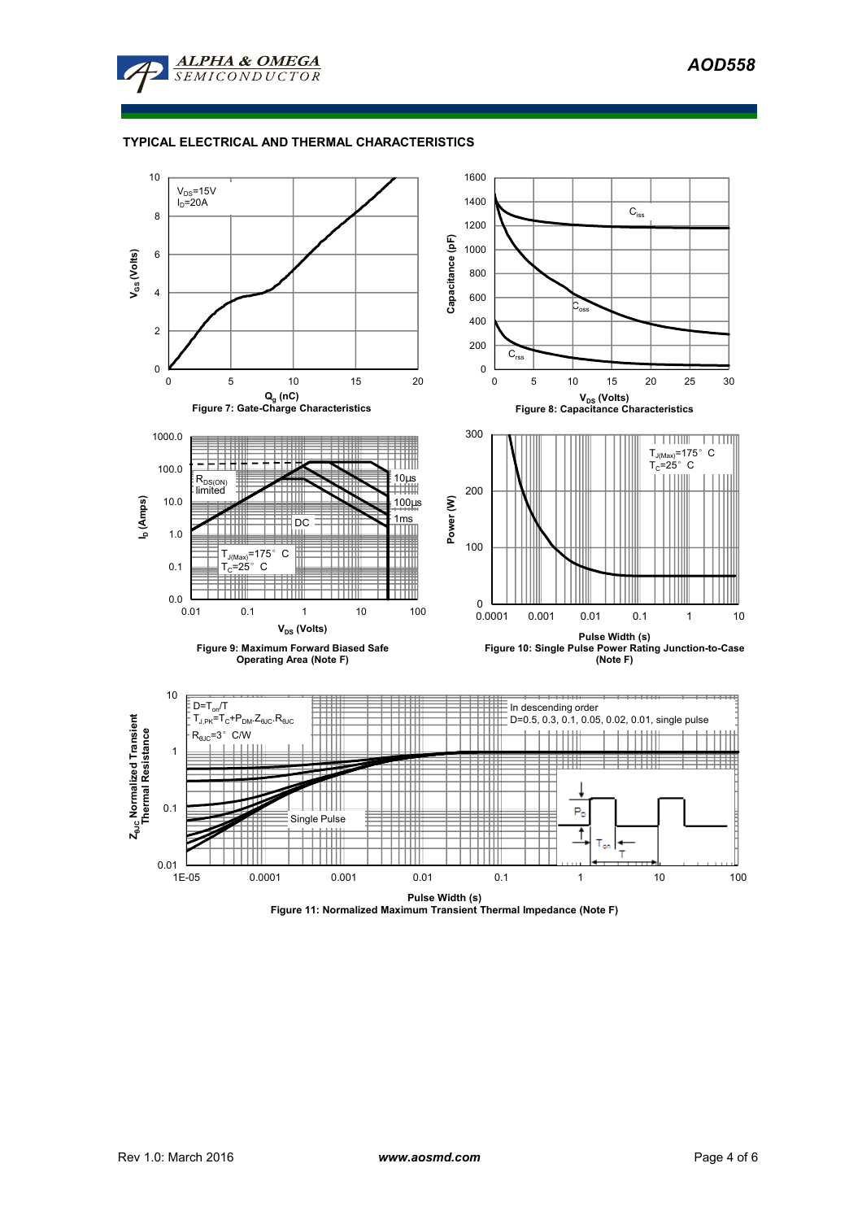## TYPICAL ELECTRICAL AND THERMAL CHARACTERISTICS

$V_{DS}$=15V
$I_D$=20A

$V_{GS}$ (Volts)

0
2
4
6
8
10

0
5
10
15
20

$Q_g$ (nC)

Figure 7: Gate-Charge Characteristics

Capacitance (pF)

0
200
400
600
800
1000
1200
1400
1600

0
5
10
15
20
25
30

$C_{iss}$
$C_{oss}$
$C_{rss}$

$V_{DS}$ (Volts)

Figure 8: Capacitance Characteristics

$I_D$ (Amps)

0.0
0.1
1.0
10.0
100.0
1000.0

0.01
0.1
1
10
100

$R_{DS(ON)}$ limited
10µs
100µs
1ms
DC
$T_{J(Max)}$=175° C
$T_C$=25° C

$V_{DS}$ (Volts)

Figure 9: Maximum Forward Biased Safe Operating Area (Note F)

Power (W)

0
100
200
300

0.0001
0.001
0.01
0.1
1
10

$T_{J(Max)}$=175° C
$T_C$=25° C

Pulse Width (s)

Figure 10: Single Pulse Power Rating Junction-to-Case (Note F)

$Z_{\theta JC}$ Normalized Transient Thermal Resistance

0.01
0.1
1
10

1E-05
0.0001
0.001
0.01
0.1
1
10
100

$D=T_{on}/T$
$T_{J,PK}=T_C+P_{DM}.Z_{\theta JC}.R_{\theta JC}$
$R_{\theta JC}$=3° C/W

In descending order
D=0.5, 0.3, 0.1, 0.05, 0.02, 0.01, single pulse

Single Pulse

$P_D$
$T_{on}$
T

Pulse Width (s)

Figure 11: Normalized Maximum Transient Thermal Impedance (Note F)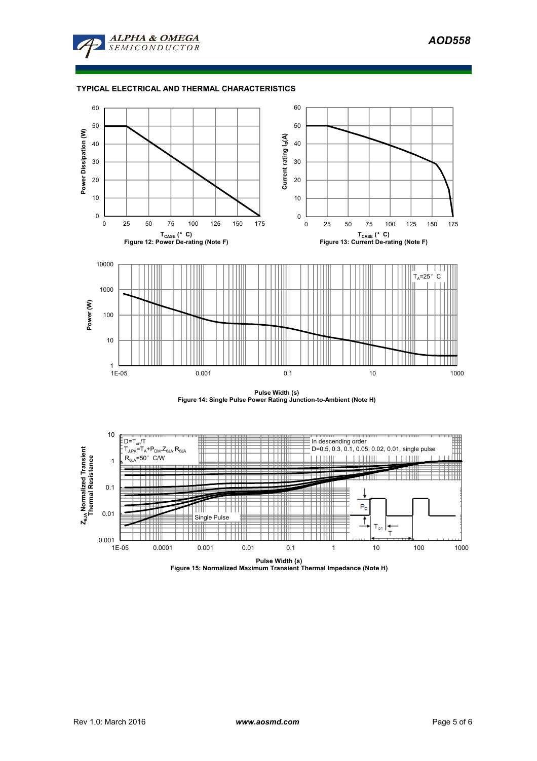## TYPICAL ELECTRICAL AND THERMAL CHARACTERISTICS

Power Dissipation (W)

60
50
40
30
20
10
0

0 25 50 75 100 125 150 175

$T_{CASE}$ (° C)

Figure 12: Power De-rating (Note F)

Current rating $I_D$(A)

60
50
40
30
20
10
0

0 25 50 75 100 125 150 175

$T_{CASE}$ (° C)

Figure 13: Current De-rating (Note F)

Power (W)

10000
1000
100
10
1

1E-05 0.001 0.1 10 1000

$T_A$=25° C

Pulse Width (s)

Figure 14: Single Pulse Power Rating Junction-to-Ambient (Note H)

$Z_{\theta JA}$ Normalized Transient Thermal Resistance

10
1
0.1
0.01
0.001

1E-05 0.0001 0.001 0.01 0.1 1 10 100 1000

$D=T_{on}/T$
$T_{J,PK}=T_A+P_{DM}.Z_{\theta JA}.R_{\theta JA}$
$R_{\theta JA}$=50° C/W

In descending order
D=0.5, 0.3, 0.1, 0.05, 0.02, 0.01, single pulse

Single Pulse

$P_D$

$T_{on}$

T

Pulse Width (s)

Figure 15: Normalized Maximum Transient Thermal Impedance (Note H)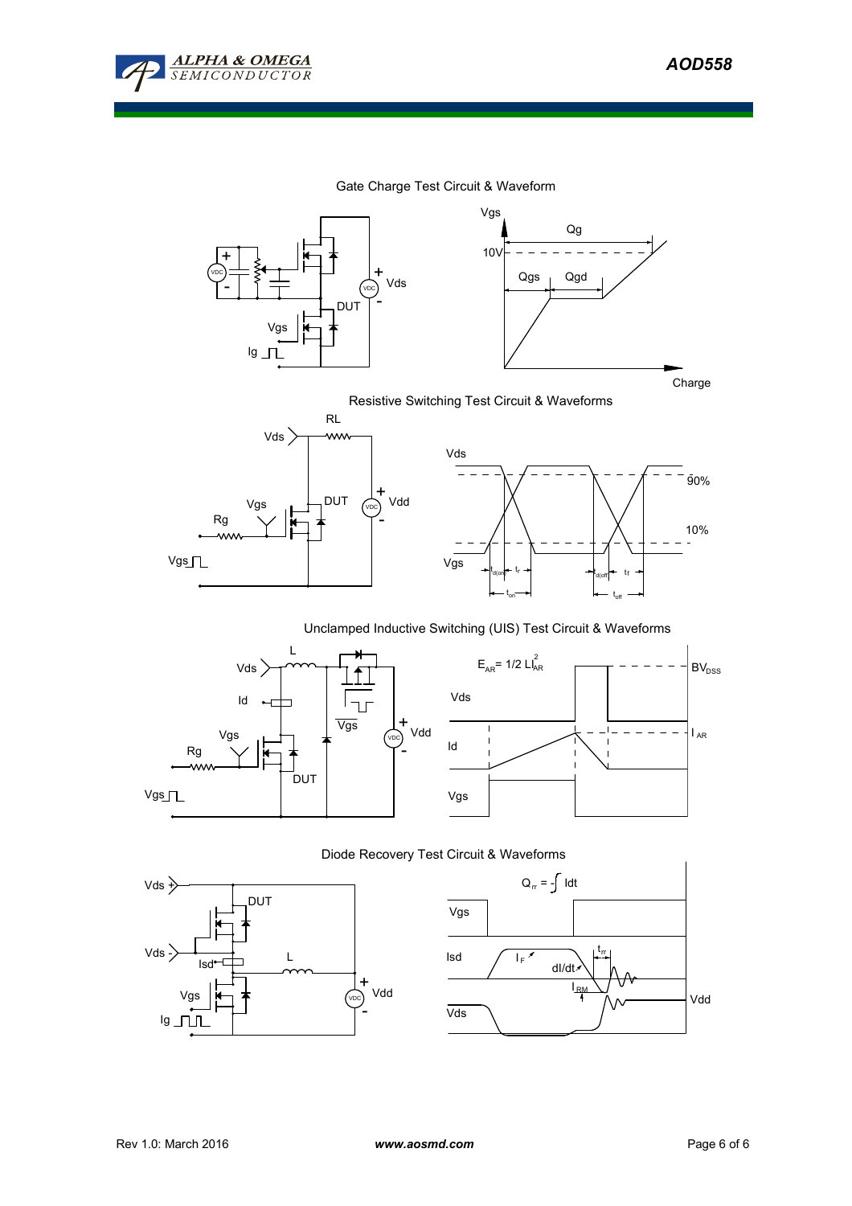Gate Charge Test Circuit & Waveform

VDC
DUT
Vds
Vgs
Ig
Vgs
Qg
10V
Qgs
Qgd
Charge

Resistive Switching Test Circuit & Waveforms

RL
Vds
Vgs
Rg
DUT
Vdd
VDC
Vgs
Vds
90%
10%
Vgs
$t_{d(on)}$
$t_r$
$t_{on}$
$t_{d(off)}$
$t_f$
$t_{off}$

Unclamped Inductive Switching (UIS) Test Circuit & Waveforms

L
Vds
Id
Vgs
Rg
Vgs
DUT
Vgs
Vdd
VDC
$E_{AR} = 1/2\ LI_{AR}^2$
$BV_{DSS}$
Vds
Id
$I_{AR}$
Vgs

Diode Recovery Test Circuit & Waveforms

Vds +
DUT
Vds -
Isd
L
Vgs
Ig
Vdd
VDC
$Q_{rr} = -\int Idt$
Vgs
Isd
$I_F$
dI/dt
$t_{rr}$
$I_{RM}$
Vds
Vdd